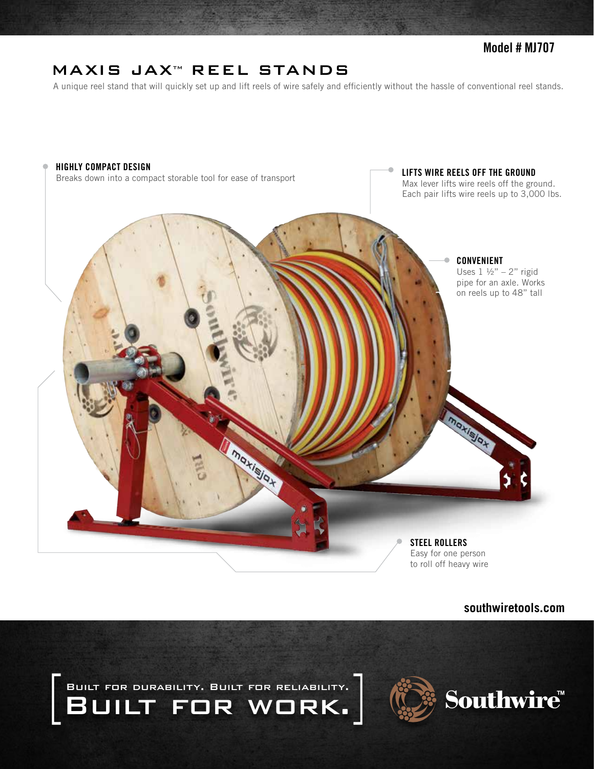Model # MJ707

# MAXIS JAX™ REEL STANDS

A unique reel stand that will quickly set up and lift reels of wire safely and efficiently without the hassle of conventional reel stands.

**HIGHLY COMPACT DESIGN**
Breaks down into a compact storable tool for ease of transport

**LIFTS WIRE REELS OFF THE GROUND**
Max lever lifts wire reels off the ground. Each pair lifts wire reels up to 3,000 lbs.

**CONVENIENT**
Uses 1 ½" – 2" rigid pipe for an axle. Works on reels up to 48" tall

**STEEL ROLLERS**
Easy for one person to roll off heavy wire

southwiretools.com

BUILT FOR DURABILITY. BUILT FOR RELIABILITY.
BUILT FOR WORK.

Southwire™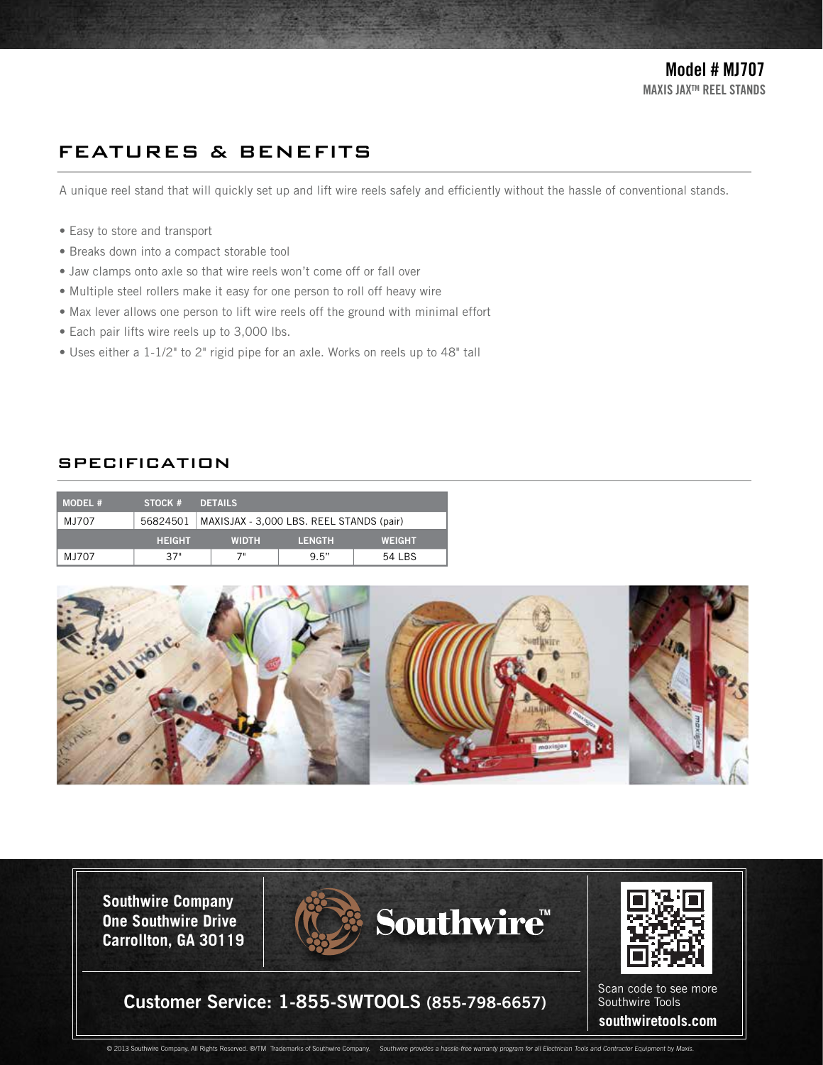**Model # MJ707**
**MAXIS JAX™ REEL STANDS**

## FEATURES & BENEFITS

A unique reel stand that will quickly set up and lift wire reels safely and efficiently without the hassle of conventional stands.

- Easy to store and transport
- Breaks down into a compact storable tool
- Jaw clamps onto axle so that wire reels won't come off or fall over
- Multiple steel rollers make it easy for one person to roll off heavy wire
- Max lever allows one person to lift wire reels off the ground with minimal effort
- Each pair lifts wire reels up to 3,000 lbs.
- Uses either a 1-1/2" to 2" rigid pipe for an axle. Works on reels up to 48" tall

## SPECIFICATION

| MODEL # | STOCK # | DETAILS | | |
|---|---|---|---|---|
| MJ707 | 56824501 | MAXISJAX - 3,000 LBS. REEL STANDS (pair) | | |
| | HEIGHT | WIDTH | LENGTH | WEIGHT |
| MJ707 | 37" | 7" | 9.5" | 54 LBS |

**Southwire Company**
**One Southwire Drive**
**Carrollton, GA 30119**

Southwire™

**Customer Service: 1-855-SWTOOLS (855-798-6657)**

Scan code to see more Southwire Tools
**southwiretools.com**

© 2013 Southwire Company. All Rights Reserved. ®/TM Trademarks of Southwire Company. *Southwire provides a hassle-free warranty program for all Electrician Tools and Contractor Equipment by Maxis.*